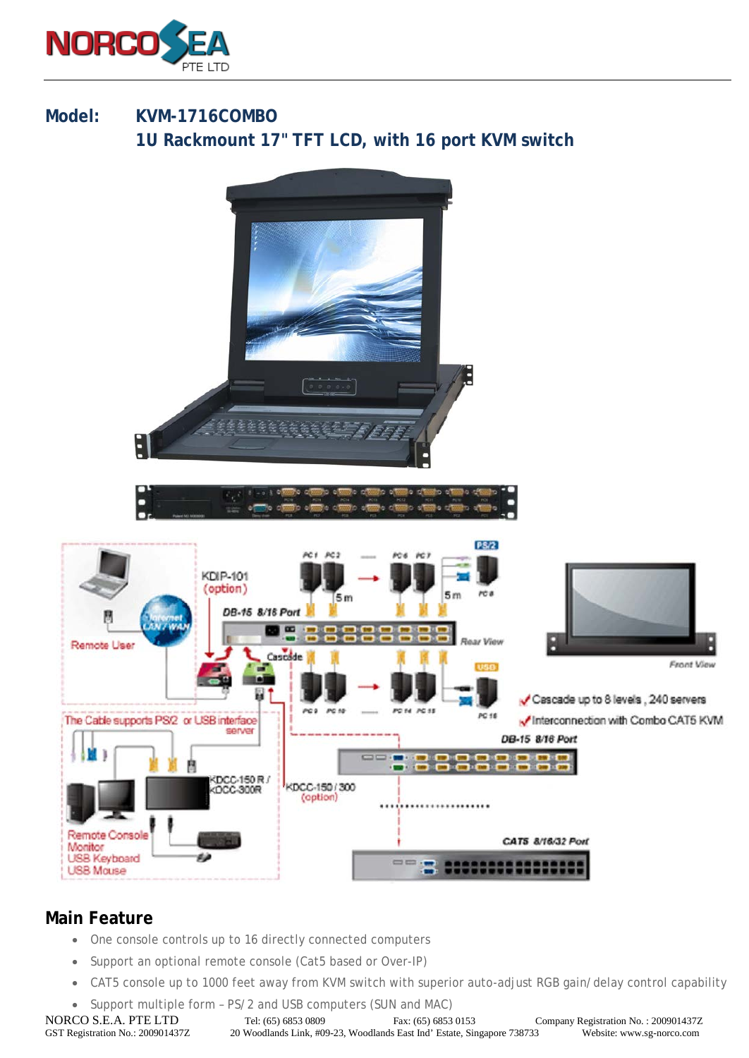**Model: KVM-1716COMBO**

**1U Rackmount 17" TFT LCD, with 16 port KVM switch**

## Main Feature

- One console controls up to 16 directly connected computers
- Support an optional remote console (Cat5 based or Over-IP)
- CAT5 console up to 1000 feet away from KVM switch with superior auto-adjust RGB gain/delay control capability
- Support multiple form – PS/2 and USB computers (SUN and MAC)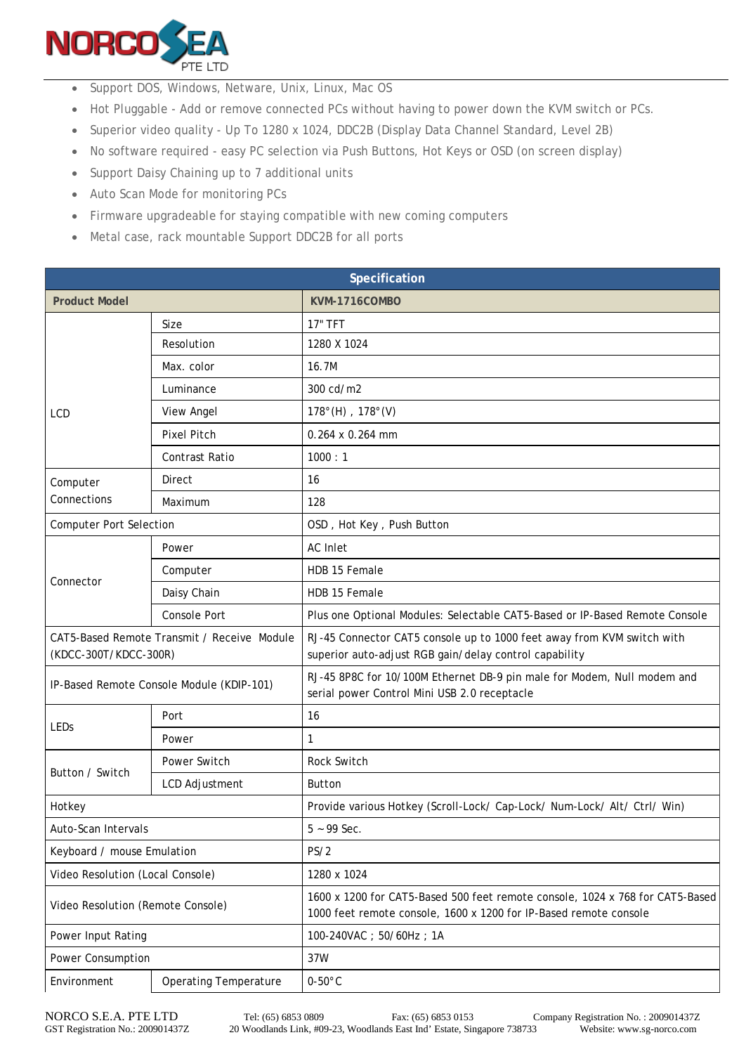- Support DOS, Windows, Netware, Unix, Linux, Mac OS
- Hot Pluggable - Add or remove connected PCs without having to power down the KVM switch or PCs.
- Superior video quality - Up To 1280 x 1024, DDC2B (Display Data Channel Standard, Level 2B)
- No software required - easy PC selection via Push Buttons, Hot Keys or OSD (on screen display)
- Support Daisy Chaining up to 7 additional units
- Auto Scan Mode for monitoring PCs
- Firmware upgradeable for staying compatible with new coming computers
- Metal case, rack mountable Support DDC2B for all ports

| Specification | | |
|---|---|---|
| **Product Model** | | **KVM-1716COMBO** |
| LCD | Size | 17" TFT |
| | Resolution | 1280 X 1024 |
| | Max. color | 16.7M |
| | Luminance | 300 cd/m2 |
| | View Angel | 178°(H) , 178°(V) |
| | Pixel Pitch | 0.264 x 0.264 mm |
| | Contrast Ratio | 1000 : 1 |
| Computer Connections | Direct | 16 |
| | Maximum | 128 |
| Computer Port Selection | | OSD , Hot Key , Push Button |
| Connector | Power | AC Inlet |
| | Computer | HDB 15 Female |
| | Daisy Chain | HDB 15 Female |
| | Console Port | Plus one Optional Modules: Selectable CAT5-Based or IP-Based Remote Console |
| CAT5-Based Remote Transmit / Receive Module (KDCC-300T/KDCC-300R) | | RJ-45 Connector CAT5 console up to 1000 feet away from KVM switch with superior auto-adjust RGB gain/delay control capability |
| IP-Based Remote Console Module (KDIP-101) | | RJ-45 8P8C for 10/100M Ethernet DB-9 pin male for Modem, Null modem and serial power Control Mini USB 2.0 receptacle |
| LEDs | Port | 16 |
| | Power | 1 |
| Button / Switch | Power Switch | Rock Switch |
| | LCD Adjustment | Button |
| Hotkey | | Provide various Hotkey (Scroll-Lock/ Cap-Lock/ Num-Lock/ Alt/ Ctrl/ Win) |
| Auto-Scan Intervals | | 5 ~ 99 Sec. |
| Keyboard / mouse Emulation | | PS/2 |
| Video Resolution (Local Console) | | 1280 x 1024 |
| Video Resolution (Remote Console) | | 1600 x 1200 for CAT5-Based 500 feet remote console, 1024 x 768 for CAT5-Based 1000 feet remote console, 1600 x 1200 for IP-Based remote console |
| Power Input Rating | | 100-240VAC ; 50/60Hz ; 1A |
| Power Consumption | | 37W |
| Environment | Operating Temperature | 0-50°C |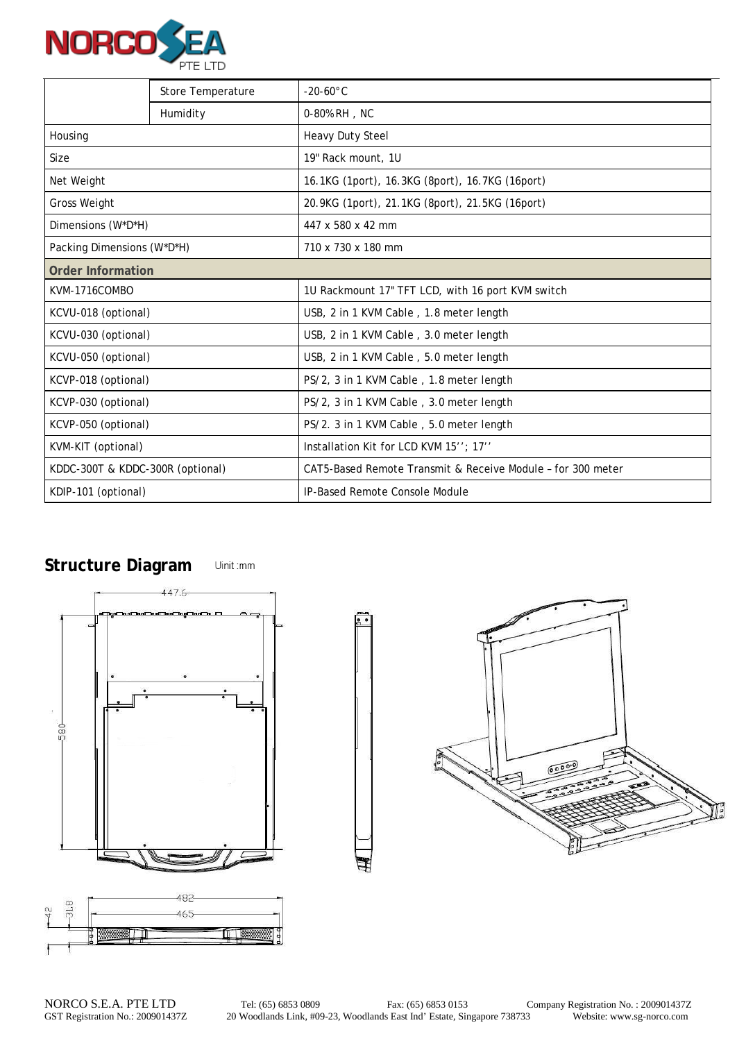| | | |
|---|---|---|
| | Store Temperature | -20-60°C |
| | Humidity | 0-80%RH , NC |
| Housing | | Heavy Duty Steel |
| Size | | 19" Rack mount, 1U |
| Net Weight | | 16.1KG (1port), 16.3KG (8port), 16.7KG (16port) |
| Gross Weight | | 20.9KG (1port), 21.1KG (8port), 21.5KG (16port) |
| Dimensions (W*D*H) | | 447 x 580 x 42 mm |
| Packing Dimensions (W*D*H) | | 710 x 730 x 180 mm |
| **Order Information** | | |
| KVM-1716COMBO | | 1U Rackmount 17" TFT LCD, with 16 port KVM switch |
| KCVU-018 (optional) | | USB, 2 in 1 KVM Cable , 1.8 meter length |
| KCVU-030 (optional) | | USB, 2 in 1 KVM Cable , 3.0 meter length |
| KCVU-050 (optional) | | USB, 2 in 1 KVM Cable , 5.0 meter length |
| KCVP-018 (optional) | | PS/2, 3 in 1 KVM Cable , 1.8 meter length |
| KCVP-030 (optional) | | PS/2, 3 in 1 KVM Cable , 3.0 meter length |
| KCVP-050 (optional) | | PS/2. 3 in 1 KVM Cable , 5.0 meter length |
| KVM-KIT (optional) | | Installation Kit for LCD KVM 15''; 17'' |
| KDDC-300T & KDDC-300R (optional) | | CAT5-Based Remote Transmit & Receive Module – for 300 meter |
| KDIP-101 (optional) | | IP-Based Remote Console Module |

## Structure Diagram

Uinit :mm

447.6

580

482

465

42

31.8